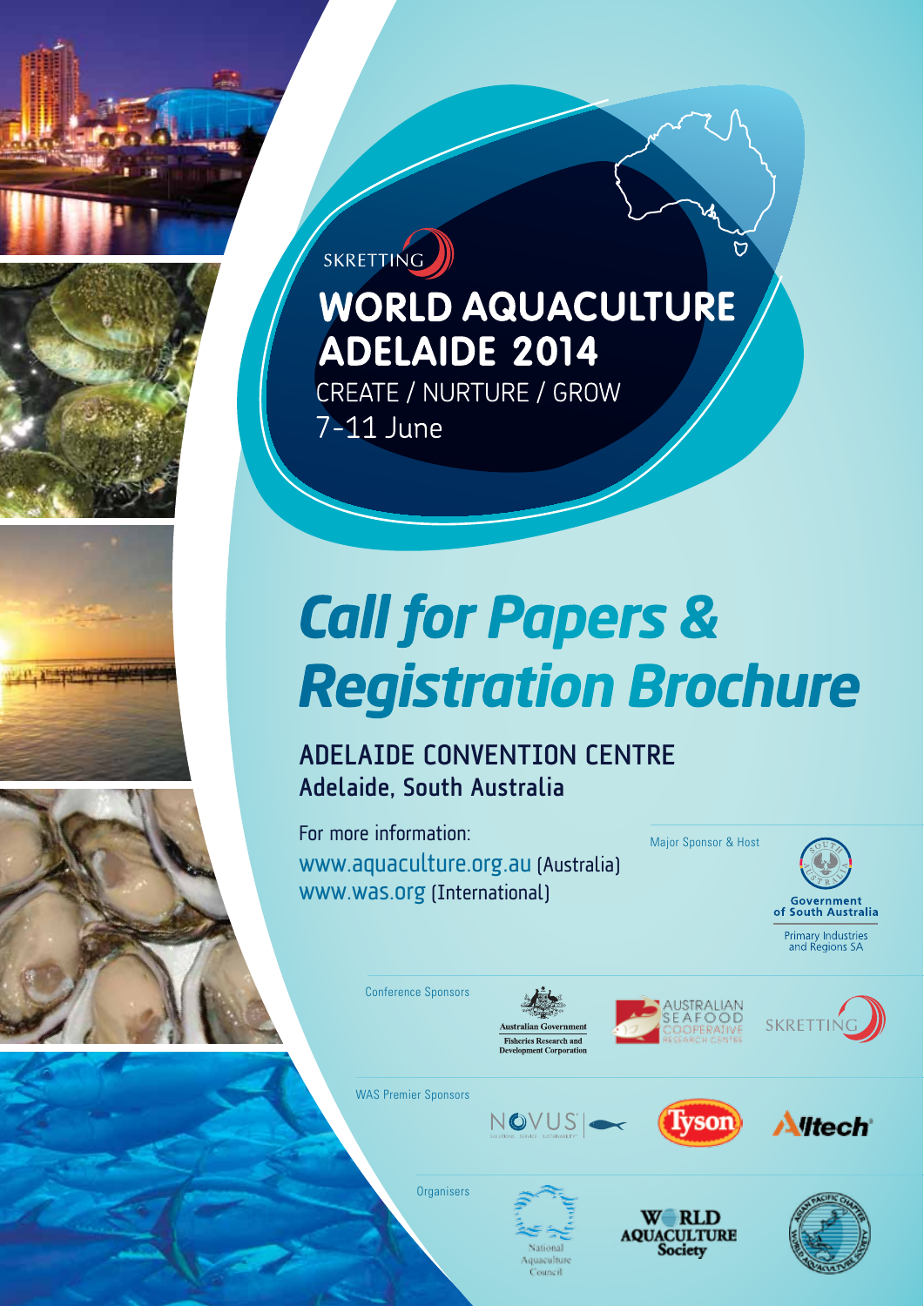SKRETTING

# WORLD AQUACULTURE ADELAIDE 2014

CREATE / NURTURE / GROW

7-11 June

# *Call for Papers & Registration Brochure*

## ADELAIDE CONVENTION CENTRE

**Adelaide, South Australia**

For more information:

www.aquaculture.org.au (Australia)

www.was.org (International)

Major Sponsor & Host

Government of South Australia

Primary Industries and Regions SA

Conference Sponsors

Australian Government Fisheries Research and Development Corporation

Australian Seafood Cooperative Research Centre

Skretting

WAS Premier Sponsors

Novus

Tyson

Alltech

Organisers

National Aquaculture Council

World Aquaculture Society

Asian Pacific Chapter World Aquaculture Society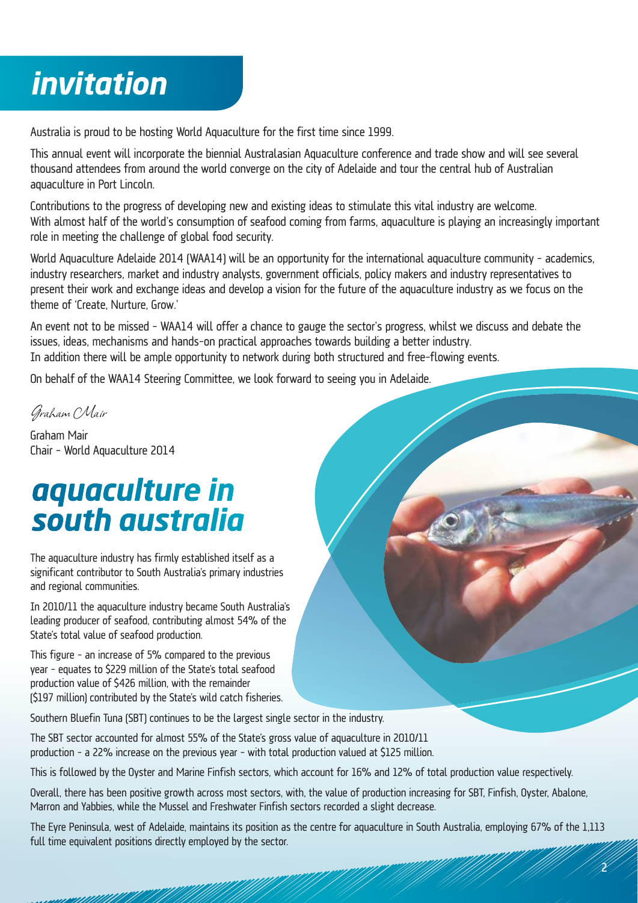# invitation

Australia is proud to be hosting World Aquaculture for the first time since 1999.

This annual event will incorporate the biennial Australasian Aquaculture conference and trade show and will see several thousand attendees from around the world converge on the city of Adelaide and tour the central hub of Australian aquaculture in Port Lincoln.

Contributions to the progress of developing new and existing ideas to stimulate this vital industry are welcome. With almost half of the world's consumption of seafood coming from farms, aquaculture is playing an increasingly important role in meeting the challenge of global food security.

World Aquaculture Adelaide 2014 (WAA14) will be an opportunity for the international aquaculture community - academics, industry researchers, market and industry analysts, government officials, policy makers and industry representatives to present their work and exchange ideas and develop a vision for the future of the aquaculture industry as we focus on the theme of 'Create, Nurture, Grow.'

An event not to be missed - WAA14 will offer a chance to gauge the sector's progress, whilst we discuss and debate the issues, ideas, mechanisms and hands-on practical approaches towards building a better industry. In addition there will be ample opportunity to network during both structured and free-flowing events.

On behalf of the WAA14 Steering Committee, we look forward to seeing you in Adelaide.

*Graham Mair*

Graham Mair
Chair - World Aquaculture 2014

# aquaculture in south australia

The aquaculture industry has firmly established itself as a significant contributor to South Australia's primary industries and regional communities.

In 2010/11 the aquaculture industry became South Australia's leading producer of seafood, contributing almost 54% of the State's total value of seafood production.

This figure - an increase of 5% compared to the previous year - equates to $229 million of the State's total seafood production value of $426 million, with the remainder ($197 million) contributed by the State's wild catch fisheries.

Southern Bluefin Tuna (SBT) continues to be the largest single sector in the industry.

The SBT sector accounted for almost 55% of the State's gross value of aquaculture in 2010/11 production - a 22% increase on the previous year - with total production valued at $125 million.

This is followed by the Oyster and Marine Finfish sectors, which account for 16% and 12% of total production value respectively.

Overall, there has been positive growth across most sectors, with, the value of production increasing for SBT, Finfish, Oyster, Abalone, Marron and Yabbies, while the Mussel and Freshwater Finfish sectors recorded a slight decrease.

The Eyre Peninsula, west of Adelaide, maintains its position as the centre for aquaculture in South Australia, employing 67% of the 1,113 full time equivalent positions directly employed by the sector.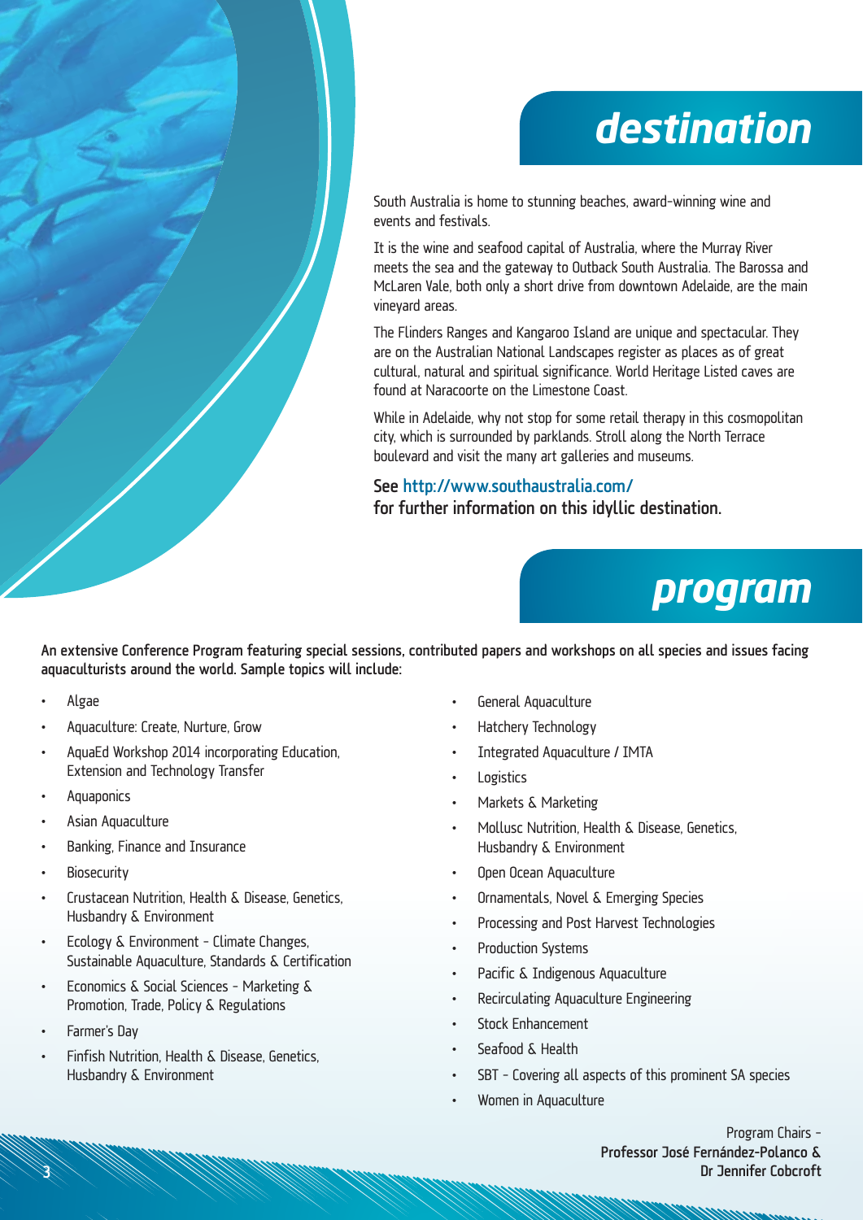# destination

South Australia is home to stunning beaches, award-winning wine and events and festivals.

It is the wine and seafood capital of Australia, where the Murray River meets the sea and the gateway to Outback South Australia. The Barossa and McLaren Vale, both only a short drive from downtown Adelaide, are the main vineyard areas.

The Flinders Ranges and Kangaroo Island are unique and spectacular. They are on the Australian National Landscapes register as places as of great cultural, natural and spiritual significance. World Heritage Listed caves are found at Naracoorte on the Limestone Coast.

While in Adelaide, why not stop for some retail therapy in this cosmopolitan city, which is surrounded by parklands. Stroll along the North Terrace boulevard and visit the many art galleries and museums.

**See http://www.southaustralia.com/ for further information on this idyllic destination.**

# program

**An extensive Conference Program featuring special sessions, contributed papers and workshops on all species and issues facing aquaculturists around the world. Sample topics will include:**

- Algae
- Aquaculture: Create, Nurture, Grow
- AquaEd Workshop 2014 incorporating Education, Extension and Technology Transfer
- Aquaponics
- Asian Aquaculture
- Banking, Finance and Insurance
- Biosecurity
- Crustacean Nutrition, Health & Disease, Genetics, Husbandry & Environment
- Ecology & Environment - Climate Changes, Sustainable Aquaculture, Standards & Certification
- Economics & Social Sciences - Marketing & Promotion, Trade, Policy & Regulations
- Farmer's Day
- Finfish Nutrition, Health & Disease, Genetics, Husbandry & Environment
- General Aquaculture
- Hatchery Technology
- Integrated Aquaculture / IMTA
- Logistics
- Markets & Marketing
- Mollusc Nutrition, Health & Disease, Genetics, Husbandry & Environment
- Open Ocean Aquaculture
- Ornamentals, Novel & Emerging Species
- Processing and Post Harvest Technologies
- Production Systems
- Pacific & Indigenous Aquaculture
- Recirculating Aquaculture Engineering
- Stock Enhancement
- Seafood & Health
- SBT - Covering all aspects of this prominent SA species
- Women in Aquaculture

Program Chairs –
**Professor José Fernández-Polanco & Dr Jennifer Cobcroft**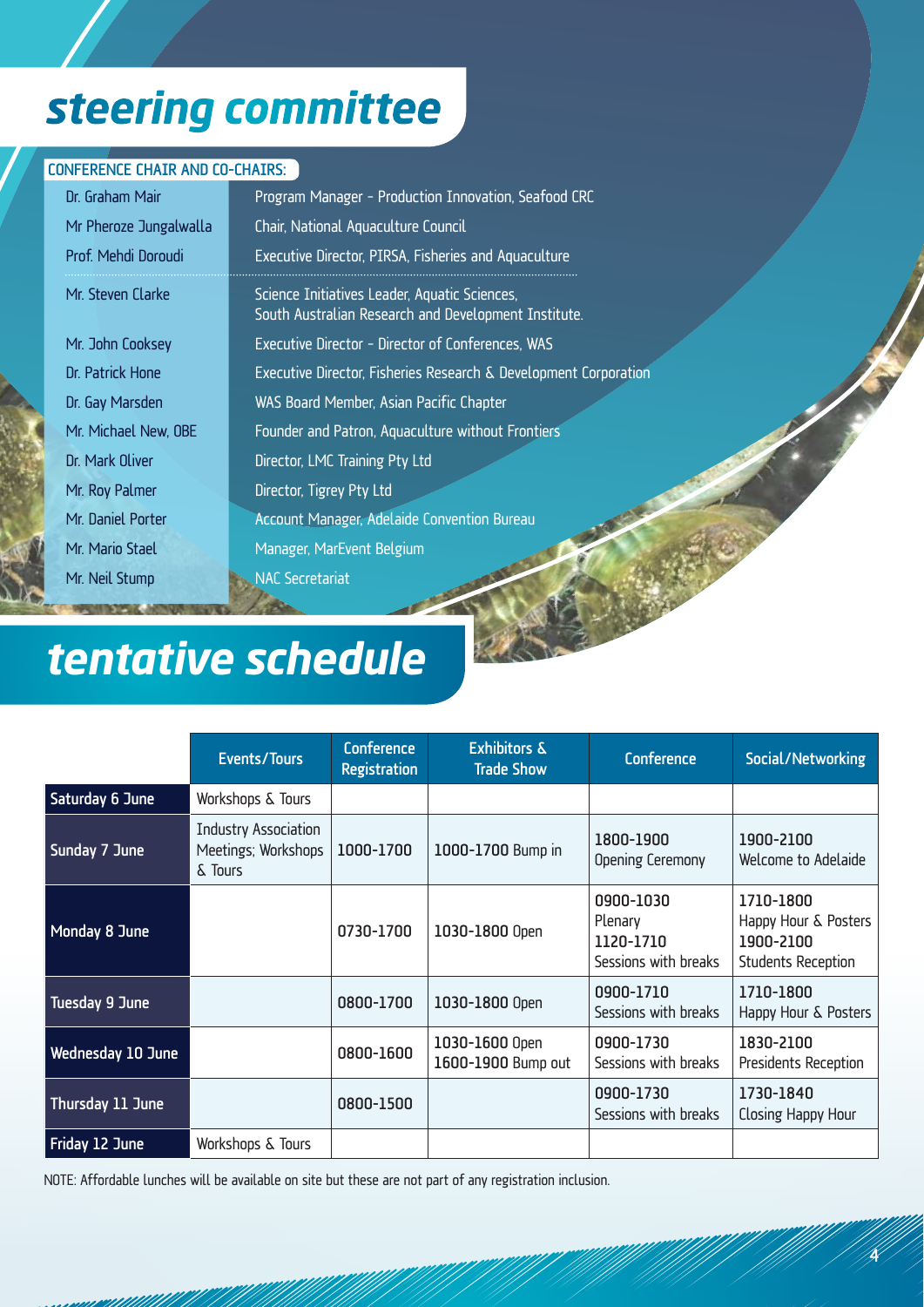# steering committee

CONFERENCE CHAIR AND CO-CHAIRS:

| | |
|---|---|
| Dr. Graham Mair | Program Manager – Production Innovation, Seafood CRC |
| Mr Pheroze Jungalwalla | Chair, National Aquaculture Council |
| Prof. Mehdi Doroudi | Executive Director, PIRSA, Fisheries and Aquaculture |
| Mr. Steven Clarke | Science Initiatives Leader, Aquatic Sciences, South Australian Research and Development Institute. |
| Mr. John Cooksey | Executive Director – Director of Conferences, WAS |
| Dr. Patrick Hone | Executive Director, Fisheries Research & Development Corporation |
| Dr. Gay Marsden | WAS Board Member, Asian Pacific Chapter |
| Mr. Michael New, OBE | Founder and Patron, Aquaculture without Frontiers |
| Dr. Mark Oliver | Director, LMC Training Pty Ltd |
| Mr. Roy Palmer | Director, Tigrey Pty Ltd |
| Mr. Daniel Porter | Account Manager, Adelaide Convention Bureau |
| Mr. Mario Stael | Manager, MarEvent Belgium |
| Mr. Neil Stump | NAC Secretariat |

# tentative schedule

| | Events/Tours | Conference Registration | Exhibitors & Trade Show | Conference | Social/Networking |
|---|---|---|---|---|---|
| Saturday 6 June | Workshops & Tours | | | | |
| Sunday 7 June | Industry Association Meetings; Workshops & Tours | 1000-1700 | 1000-1700 Bump in | 1800-1900 Opening Ceremony | 1900-2100 Welcome to Adelaide |
| Monday 8 June | | 0730-1700 | 1030-1800 Open | 0900-1030 Plenary 1120-1710 Sessions with breaks | 1710-1800 Happy Hour & Posters 1900-2100 Students Reception |
| Tuesday 9 June | | 0800-1700 | 1030-1800 Open | 0900-1710 Sessions with breaks | 1710-1800 Happy Hour & Posters |
| Wednesday 10 June | | 0800-1600 | 1030-1600 Open 1600-1900 Bump out | 0900-1730 Sessions with breaks | 1830-2100 Presidents Reception |
| Thursday 11 June | | 0800-1500 | | 0900-1730 Sessions with breaks | 1730-1840 Closing Happy Hour |
| Friday 12 June | Workshops & Tours | | | | |

NOTE: Affordable lunches will be available on site but these are not part of any registration inclusion.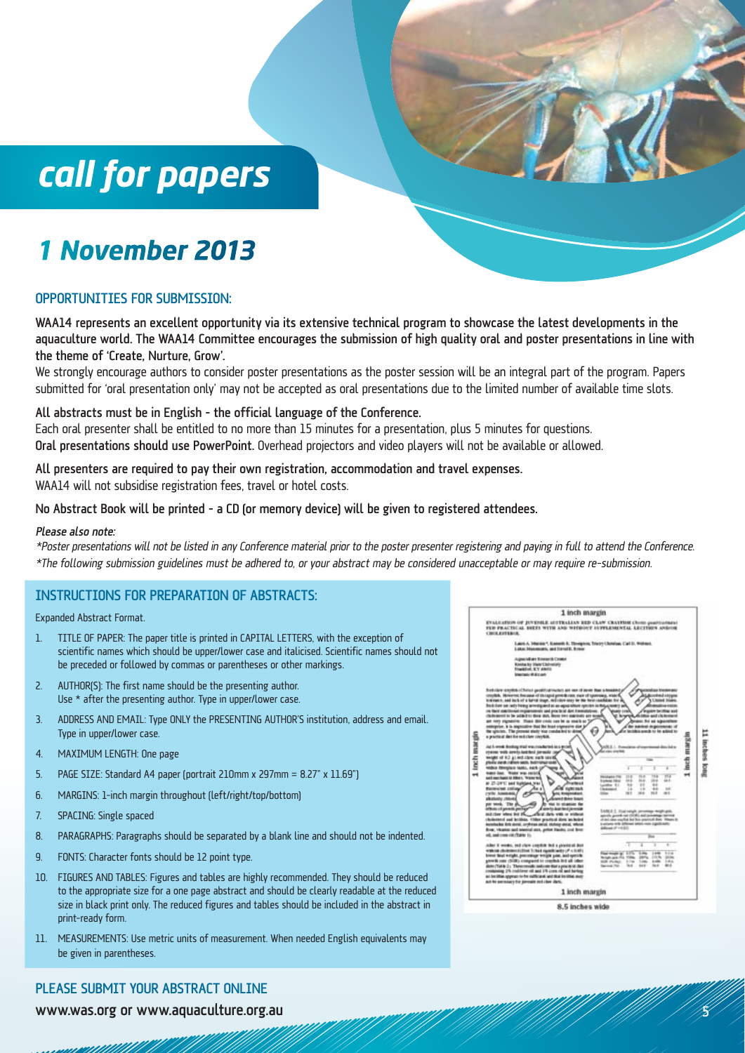# call for papers

## 1 November 2013

### OPPORTUNITIES FOR SUBMISSION:

**WAA14 represents an excellent opportunity via its extensive technical program to showcase the latest developments in the aquaculture world. The WAA14 Committee encourages the submission of high quality oral and poster presentations in line with the theme of 'Create, Nurture, Grow'.**

We strongly encourage authors to consider poster presentations as the poster session will be an integral part of the program. Papers submitted for 'oral presentation only' may not be accepted as oral presentations due to the limited number of available time slots.

**All abstracts must be in English - the official language of the Conference.**

Each oral presenter shall be entitled to no more than 15 minutes for a presentation, plus 5 minutes for questions.

**Oral presentations should use PowerPoint.** Overhead projectors and video players will not be available or allowed.

**All presenters are required to pay their own registration, accommodation and travel expenses.**

WAA14 will not subsidise registration fees, travel or hotel costs.

**No Abstract Book will be printed - a CD (or memory device) will be given to registered attendees.**

*Please also note:*

*\*Poster presentations will not be listed in any Conference material prior to the poster presenter registering and paying in full to attend the Conference.*

*\*The following submission guidelines must be adhered to, or your abstract may be considered unacceptable or may require re-submission.*

### INSTRUCTIONS FOR PREPARATION OF ABSTRACTS:

Expanded Abstract Format.

1. TITLE OF PAPER: The paper title is printed in CAPITAL LETTERS, with the exception of scientific names which should be upper/lower case and italicised. Scientific names should not be preceded or followed by commas or parentheses or other markings.
2. AUTHOR(S): The first name should be the presenting author. Use * after the presenting author. Type in upper/lower case.
3. ADDRESS AND EMAIL: Type ONLY the PRESENTING AUTHOR'S institution, address and email. Type in upper/lower case.
4. MAXIMUM LENGTH: One page
5. PAGE SIZE: Standard A4 paper (portrait 210mm x 297mm = 8.27" x 11.69")
6. MARGINS: 1-inch margin throughout (left/right/top/bottom)
7. SPACING: Single spaced
8. PARAGRAPHS: Paragraphs should be separated by a blank line and should not be indented.
9. FONTS: Character fonts should be 12 point type.
10. FIGURES AND TABLES: Figures and tables are highly recommended. They should be reduced to the appropriate size for a one page abstract and should be clearly readable at the reduced size in black print only. The reduced figures and tables should be included in the abstract in print-ready form.
11. MEASUREMENTS: Use metric units of measurement. When needed English equivalents may be given in parentheses.

1 inch margin

1 inch margin

1 inch margin

11 inches long

1 inch margin

8.5 inches wide

### PLEASE SUBMIT YOUR ABSTRACT ONLINE

**www.was.org or www.aquaculture.org.au**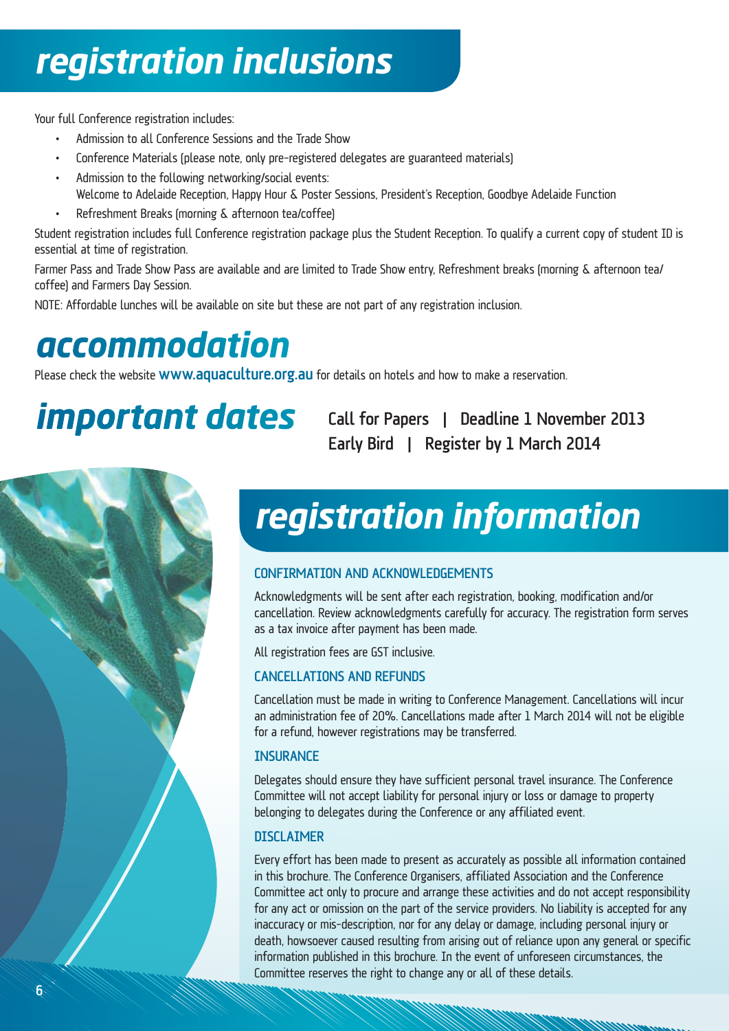# registration inclusions

Your full Conference registration includes:

- Admission to all Conference Sessions and the Trade Show
- Conference Materials (please note, only pre-registered delegates are guaranteed materials)
- Admission to the following networking/social events:
  Welcome to Adelaide Reception, Happy Hour & Poster Sessions, President's Reception, Goodbye Adelaide Function
- Refreshment Breaks (morning & afternoon tea/coffee)

Student registration includes full Conference registration package plus the Student Reception. To qualify a current copy of student ID is essential at time of registration.

Farmer Pass and Trade Show Pass are available and are limited to Trade Show entry, Refreshment breaks (morning & afternoon tea/coffee) and Farmers Day Session.

NOTE: Affordable lunches will be available on site but these are not part of any registration inclusion.

# accommodation

Please check the website **www.aquaculture.org.au** for details on hotels and how to make a reservation.

# important dates

Call for Papers | Deadline 1 November 2013

Early Bird | Register by 1 March 2014

# registration information

## CONFIRMATION AND ACKNOWLEDGEMENTS

Acknowledgments will be sent after each registration, booking, modification and/or cancellation. Review acknowledgments carefully for accuracy. The registration form serves as a tax invoice after payment has been made.

All registration fees are GST inclusive.

## CANCELLATIONS AND REFUNDS

Cancellation must be made in writing to Conference Management. Cancellations will incur an administration fee of 20%. Cancellations made after 1 March 2014 will not be eligible for a refund, however registrations may be transferred.

## INSURANCE

Delegates should ensure they have sufficient personal travel insurance. The Conference Committee will not accept liability for personal injury or loss or damage to property belonging to delegates during the Conference or any affiliated event.

## DISCLAIMER

Every effort has been made to present as accurately as possible all information contained in this brochure. The Conference Organisers, affiliated Association and the Conference Committee act only to procure and arrange these activities and do not accept responsibility for any act or omission on the part of the service providers. No liability is accepted for any inaccuracy or mis-description, nor for any delay or damage, including personal injury or death, howsoever caused resulting from arising out of reliance upon any general or specific information published in this brochure. In the event of unforeseen circumstances, the Committee reserves the right to change any or all of these details.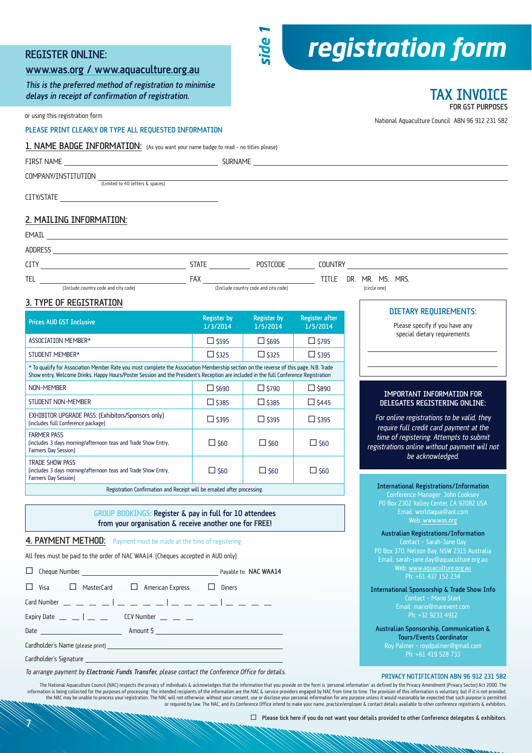# registration form

side 1

## REGISTER ONLINE:

www.was.org / www.aquaculture.org.au

*This is the preferred method of registration to minimise delays in receipt of confirmation of registration.*

or using this registration form

## TAX INVOICE

FOR GST PURPOSES

National Aquaculture Council ABN 96 912 231 582

PLEASE PRINT CLEARLY OR TYPE ALL REQUESTED INFORMATION

### 1. NAME BADGE INFORMATION: (As you want your name badge to read – no titles please)

FIRST NAME ______________________ SURNAME ______________________

COMPANY/INSTITUTION ______________________ (Limited to 40 letters & spaces)

CITY/STATE ______________________

### 2. MAILING INFORMATION:

EMAIL ______________________

ADDRESS ______________________

CITY ______________ STATE ________ POSTCODE ________ COUNTRY ______________

TEL ______________ (Include country code and city code) FAX ______________ (Include country code and city code) TITLE DR. MR. MS. MRS. (circle one)

### 3. TYPE OF REGISTRATION

| Prices AUD GST Inclusive | Register by 1/3/2014 | Register by 1/5/2014 | Register after 1/5/2014 |
|---|---|---|---|
| ASSOCIATION MEMBER* | ☐ $595 | ☐ $695 | ☐ $795 |
| STUDENT MEMBER* | ☐ $325 | ☐ $325 | ☐ $395 |
| * To qualify for Association Member Rate you must complete the Association Membership section on the reverse of this page. N.B. Trade Show entry, Welcome Drinks, Happy Hours/Poster Session and the President's Reception are included in the full Conference Registration | | | |
| NON-MEMBER | ☐ $690 | ☐ $790 | ☐ $890 |
| STUDENT NON-MEMBER | ☐ $385 | ☐ $385 | ☐ $445 |
| EXHIBITOR UPGRADE PASS: (Exhibitors/Sponsors only) (includes full Conference package) | ☐ $395 | ☐ $395 | ☐ $395 |
| FARMER PASS (includes 3 days morning/afternoon teas and Trade Show Entry, Farmers Day Session) | ☐ $60 | ☐ $60 | ☐ $60 |
| TRADE SHOW PASS (includes 3 days morning/afternoon teas and Trade Show Entry, Farmers Day Session) | ☐ $60 | ☐ $60 | ☐ $60 |
| Registration Confirmation and Receipt will be emailed after processing. | | | |

**GROUP BOOKINGS: Register & pay in full for 10 attendees from your organisation & receive another one for FREE!**

### DIETARY REQUIREMENTS:

Please specify if you have any special dietary requirements

______________________

______________________

### IMPORTANT INFORMATION FOR DELEGATES REGISTERING ONLINE:

*For online registrations to be valid, they require full credit card payment at the time of registering. Attempts to submit registrations online without payment will not be acknowledged.*

### 4. PAYMENT METHOD: Payment must be made at the time of registering.

All fees must be paid to the order of NAC WAA14. (Cheques accepted in AUD only)

☐ Cheque Number ______________________ Payable to: **NAC WAA14**

☐ Visa ☐ MasterCard ☐ American Express ☐ Diners

Card Number _ _ _ _ | _ _ _ _ | _ _ _ _ | _ _ _ _

Expiry Date _ _ | _ _ CCV Number _ _ _

Date ______________ Amount $ ______________

Cardholder's Name (please print) ______________________

Cardholder's Signature ______________________

*To arrange payment by **Electronic Funds Transfer**, please contact the Conference Office for details.*

**International Registrations/Information**
Conference Manager: John Cooksey
PO Box 2302 Valley Center, CA 92082 USA
Email: worldaqua@aol.com
Web: www.was.org

**Australian Registrations/Information**
Contact – Sarah-Jane Day
PO Box 370, Nelson Bay, NSW 2315 Australia
Email: sarah-jane.day@aquaculture.org.au
Web: www.aquaculture.org.au
Ph: +61 437 152 234

**International Sponsorship & Trade Show Info**
Contact – Mario Stael
Email: mario@marevent.com
Ph: +32 9233 4912

**Australian Sponsorship, Communication & Tours/Events Coordinator**
Roy Palmer – roydpalmer@gmail.com
Ph: +61 419 528 733

### PRIVACY NOTIFICATION ABN 96 912 231 582

The National Aquaculture Council (NAC) respects the privacy of individuals & acknowledges that the information that you provide on the form is 'personal information' as defined by the Privacy Amendment (Privacy Sector) Act 2000. The information is being collected for the purposes of processing. The intended recipients of the information are the NAC & service providers engaged by NAC from time to time. The provision of this information is voluntary, but if it is not provided, the NAC may be unable to process your registration. The NAC will not otherwise, without your consent, use or disclose your personal information for any purpose unless it would reasonably be expected that such purpose is permitted or required by law. The NAC, and its Conference Office intend to make your name, practice/employer & contact details available to other conference registrants & exhibitors.

☐ Please tick here if you do not want your details provided to other Conference delegates & exhibitors.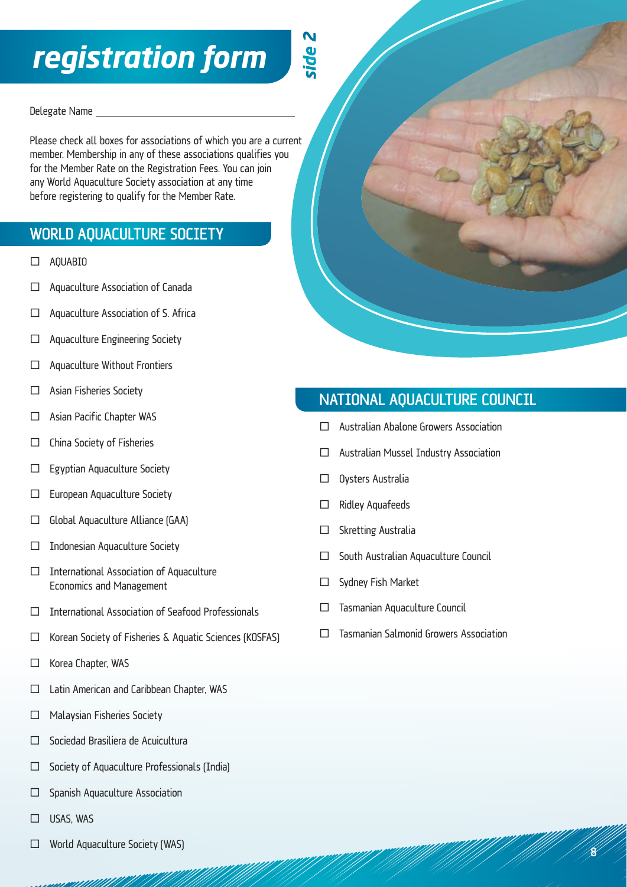# registration form

*side 2*

Delegate Name \_\_\_\_\_\_\_\_\_\_\_\_\_\_\_\_\_\_\_\_\_\_\_\_\_\_\_\_\_\_\_\_\_\_\_\_\_\_\_\_

Please check all boxes for associations of which you are a current member. Membership in any of these associations qualifies you for the Member Rate on the Registration Fees. You can join any World Aquaculture Society association at any time before registering to qualify for the Member Rate.

## WORLD AQUACULTURE SOCIETY

- ☐ AQUABIO
- ☐ Aquaculture Association of Canada
- ☐ Aquaculture Association of S. Africa
- ☐ Aquaculture Engineering Society
- ☐ Aquaculture Without Frontiers
- ☐ Asian Fisheries Society
- ☐ Asian Pacific Chapter WAS
- ☐ China Society of Fisheries
- ☐ Egyptian Aquaculture Society
- ☐ European Aquaculture Society
- ☐ Global Aquaculture Alliance (GAA)
- ☐ Indonesian Aquaculture Society
- ☐ International Association of Aquaculture Economics and Management
- ☐ International Association of Seafood Professionals
- ☐ Korean Society of Fisheries & Aquatic Sciences (KOSFAS)
- ☐ Korea Chapter, WAS
- ☐ Latin American and Caribbean Chapter, WAS
- ☐ Malaysian Fisheries Society
- ☐ Sociedad Brasiliera de Acuicultura
- ☐ Society of Aquaculture Professionals (India)
- ☐ Spanish Aquaculture Association
- ☐ USAS, WAS
- ☐ World Aquaculture Society (WAS)

## NATIONAL AQUACULTURE COUNCIL

- ☐ Australian Abalone Growers Association
- ☐ Australian Mussel Industry Association
- ☐ Oysters Australia
- ☐ Ridley Aquafeeds
- ☐ Skretting Australia
- ☐ South Australian Aquaculture Council
- ☐ Sydney Fish Market
- ☐ Tasmanian Aquaculture Council
- ☐ Tasmanian Salmonid Growers Association